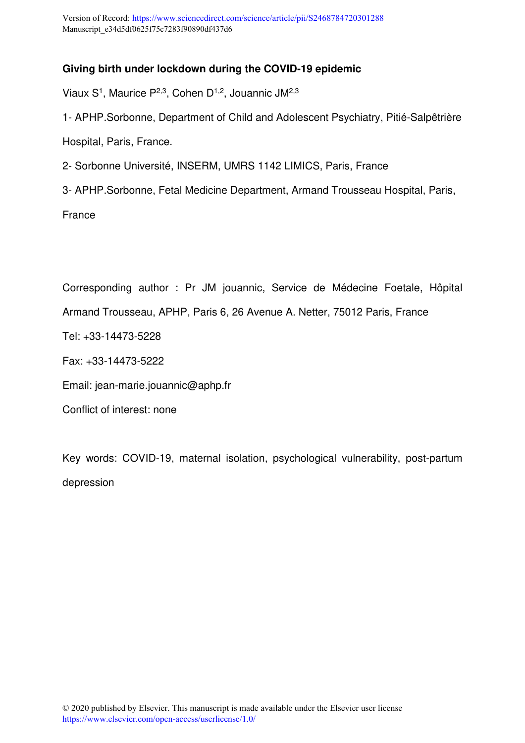Version of Record: https://www.sciencedirect.com/science/article/pii/S2468784720301288
Manuscript_e34d5df0625f75c7283f90890df437d6

# Giving birth under lockdown during the COVID-19 epidemic

Viaux S[1], Maurice P[2,3], Cohen D[1,2], Jouannic JM[2,3]

1- APHP.Sorbonne, Department of Child and Adolescent Psychiatry, Pitié-Salpêtrière Hospital, Paris, France.

2- Sorbonne Université, INSERM, UMRS 1142 LIMICS, Paris, France

3- APHP.Sorbonne, Fetal Medicine Department, Armand Trousseau Hospital, Paris, France

Corresponding author : Pr JM jouannic, Service de Médecine Foetale, Hôpital Armand Trousseau, APHP, Paris 6, 26 Avenue A. Netter, 75012 Paris, France

Tel: +33-14473-5228

Fax: +33-14473-5222

Email: jean-marie.jouannic@aphp.fr

Conflict of interest: none

Key words: COVID-19, maternal isolation, psychological vulnerability, post-partum depression

© 2020 published by Elsevier. This manuscript is made available under the Elsevier user license https://www.elsevier.com/open-access/userlicense/1.0/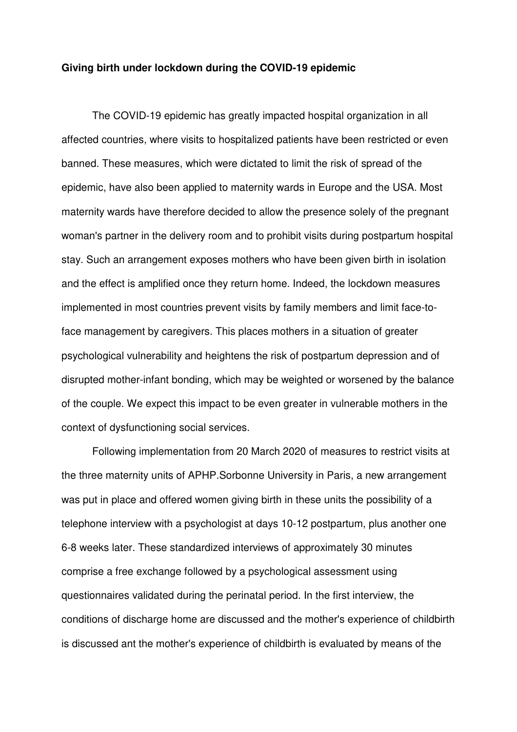**Giving birth under lockdown during the COVID-19 epidemic**

The COVID-19 epidemic has greatly impacted hospital organization in all affected countries, where visits to hospitalized patients have been restricted or even banned. These measures, which were dictated to limit the risk of spread of the epidemic, have also been applied to maternity wards in Europe and the USA. Most maternity wards have therefore decided to allow the presence solely of the pregnant woman's partner in the delivery room and to prohibit visits during postpartum hospital stay. Such an arrangement exposes mothers who have been given birth in isolation and the effect is amplified once they return home. Indeed, the lockdown measures implemented in most countries prevent visits by family members and limit face-to-face management by caregivers. This places mothers in a situation of greater psychological vulnerability and heightens the risk of postpartum depression and of disrupted mother-infant bonding, which may be weighted or worsened by the balance of the couple. We expect this impact to be even greater in vulnerable mothers in the context of dysfunctioning social services.

Following implementation from 20 March 2020 of measures to restrict visits at the three maternity units of APHP.Sorbonne University in Paris, a new arrangement was put in place and offered women giving birth in these units the possibility of a telephone interview with a psychologist at days 10-12 postpartum, plus another one 6-8 weeks later. These standardized interviews of approximately 30 minutes comprise a free exchange followed by a psychological assessment using questionnaires validated during the perinatal period. In the first interview, the conditions of discharge home are discussed and the mother's experience of childbirth is discussed ant the mother's experience of childbirth is evaluated by means of the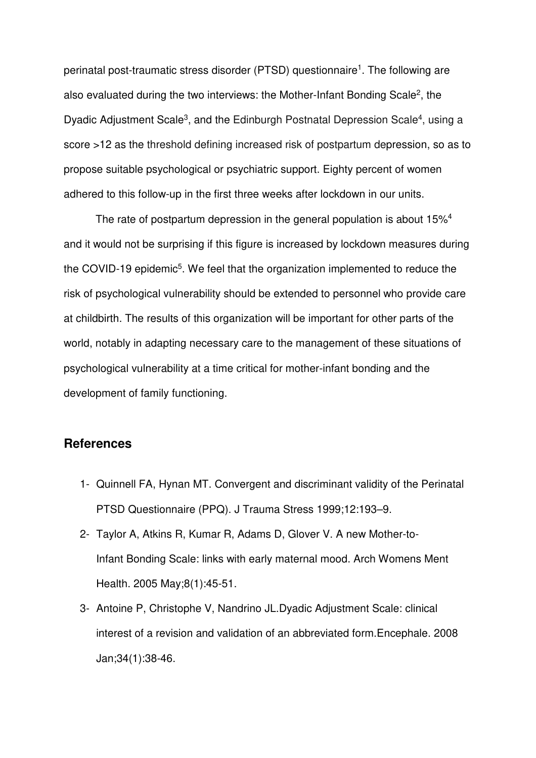perinatal post-traumatic stress disorder (PTSD) questionnaire[1]. The following are also evaluated during the two interviews: the Mother-Infant Bonding Scale[2], the Dyadic Adjustment Scale[3], and the Edinburgh Postnatal Depression Scale[4], using a score >12 as the threshold defining increased risk of postpartum depression, so as to propose suitable psychological or psychiatric support. Eighty percent of women adhered to this follow-up in the first three weeks after lockdown in our units.

The rate of postpartum depression in the general population is about 15%[4] and it would not be surprising if this figure is increased by lockdown measures during the COVID-19 epidemic[5]. We feel that the organization implemented to reduce the risk of psychological vulnerability should be extended to personnel who provide care at childbirth. The results of this organization will be important for other parts of the world, notably in adapting necessary care to the management of these situations of psychological vulnerability at a time critical for mother-infant bonding and the development of family functioning.

## References

1- Quinnell FA, Hynan MT. Convergent and discriminant validity of the Perinatal PTSD Questionnaire (PPQ). J Trauma Stress 1999;12:193–9.

2- Taylor A, Atkins R, Kumar R, Adams D, Glover V. A new Mother-to-Infant Bonding Scale: links with early maternal mood. Arch Womens Ment Health. 2005 May;8(1):45-51.

3- Antoine P, Christophe V, Nandrino JL.Dyadic Adjustment Scale: clinical interest of a revision and validation of an abbreviated form.Encephale. 2008 Jan;34(1):38-46.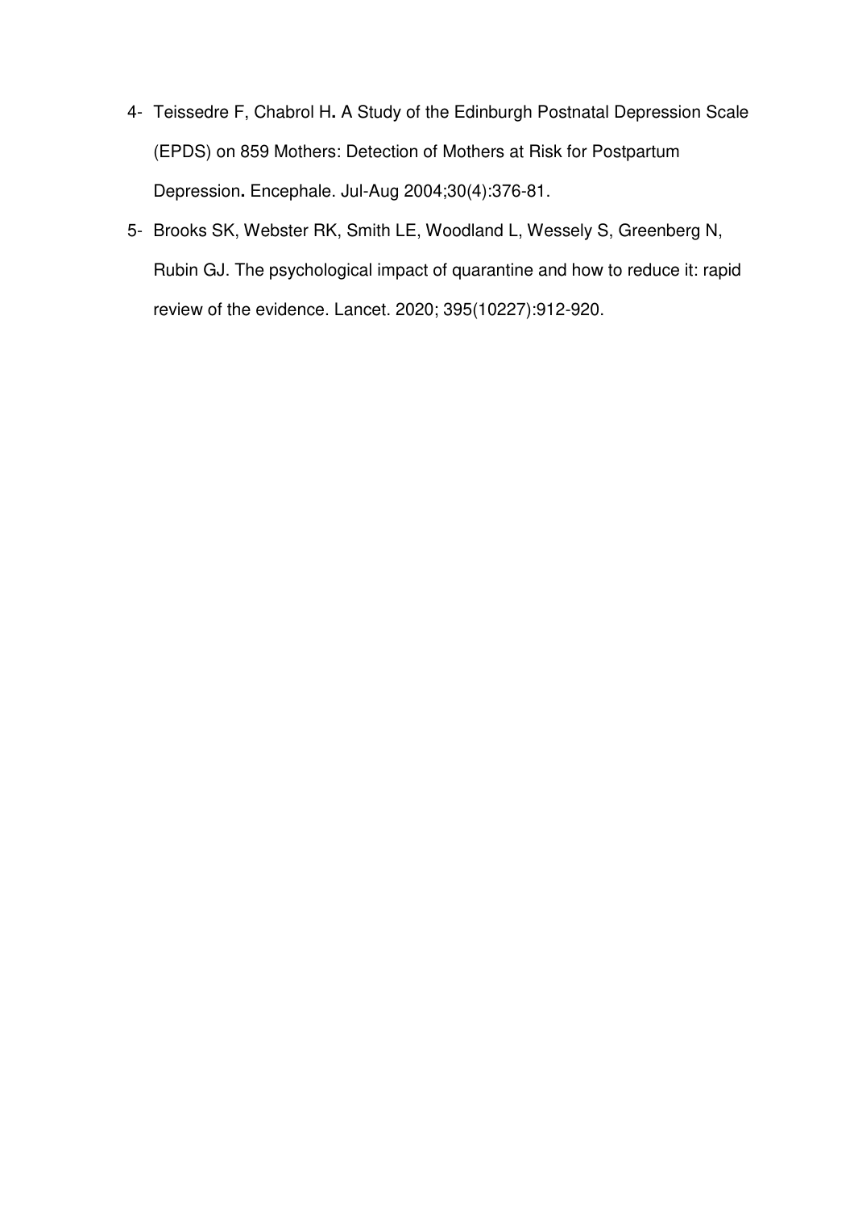4- Teissedre F, Chabrol H**.** A Study of the Edinburgh Postnatal Depression Scale (EPDS) on 859 Mothers: Detection of Mothers at Risk for Postpartum Depression**.** Encephale. Jul-Aug 2004;30(4):376-81.

5- Brooks SK, Webster RK, Smith LE, Woodland L, Wessely S, Greenberg N, Rubin GJ. The psychological impact of quarantine and how to reduce it: rapid review of the evidence. Lancet. 2020; 395(10227):912-920.